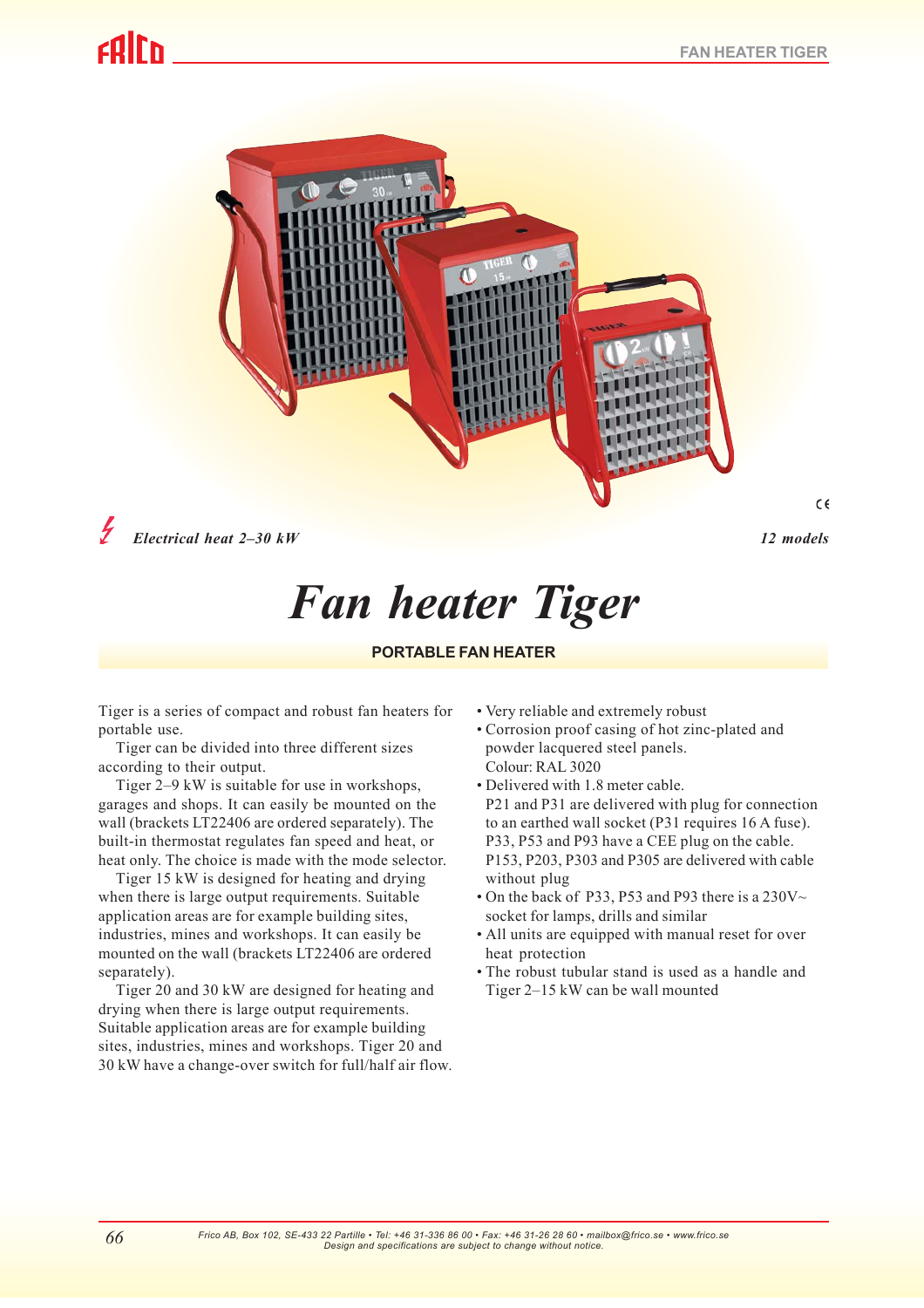*Electrical heat 2–30 kW*

*12 models*

# Fan heater Tiger

## PORTABLE FAN HEATER

Tiger is a series of compact and robust fan heaters for portable use.

Tiger can be divided into three different sizes according to their output.

Tiger 2–9 kW is suitable for use in workshops, garages and shops. It can easily be mounted on the wall (brackets LT22406 are ordered separately). The built-in thermostat regulates fan speed and heat, or heat only. The choice is made with the mode selector.

Tiger 15 kW is designed for heating and drying when there is large output requirements. Suitable application areas are for example building sites, industries, mines and workshops. It can easily be mounted on the wall (brackets LT22406 are ordered separately).

Tiger 20 and 30 kW are designed for heating and drying when there is large output requirements. Suitable application areas are for example building sites, industries, mines and workshops. Tiger 20 and 30 kW have a change-over switch for full/half air flow.

- Very reliable and extremely robust
- Corrosion proof casing of hot zinc-plated and powder lacquered steel panels. Colour: RAL 3020
- Delivered with 1.8 meter cable. P21 and P31 are delivered with plug for connection to an earthed wall socket (P31 requires 16 A fuse). P33, P53 and P93 have a CEE plug on the cable. P153, P203, P303 and P305 are delivered with cable without plug
- On the back of P33, P53 and P93 there is a 230V~ socket for lamps, drills and similar
- All units are equipped with manual reset for over heat protection
- The robust tubular stand is used as a handle and Tiger 2–15 kW can be wall mounted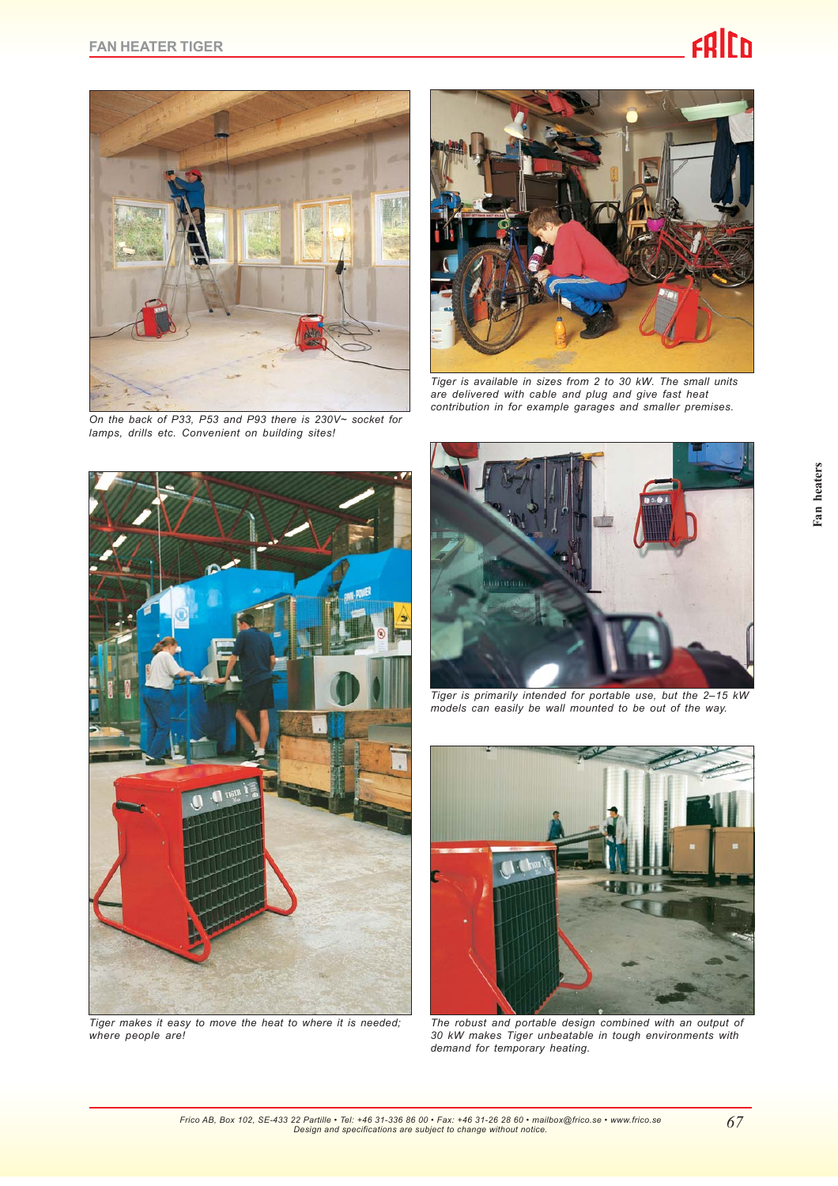On the back of P33, P53 and P93 there is 230V~ socket for lamps, drills etc. Convenient on building sites!

Tiger is available in sizes from 2 to 30 kW. The small units are delivered with cable and plug and give fast heat contribution in for example garages and smaller premises.

Tiger is primarily intended for portable use, but the 2–15 kW models can easily be wall mounted to be out of the way.

Tiger makes it easy to move the heat to where it is needed; where people are!

The robust and portable design combined with an output of 30 kW makes Tiger unbeatable in tough environments with demand for temporary heating.

Frico AB, Box 102, SE-433 22 Partille • Tel: +46 31-336 86 00 • Fax: +46 31-26 28 60 • mailbox@frico.se • www.frico.se
Design and specifications are subject to change without notice.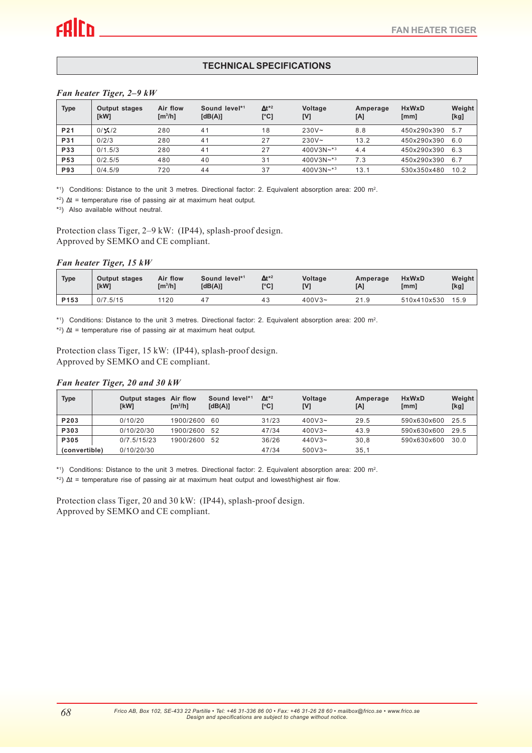## TECHNICAL SPECIFICATIONS

### *Fan heater Tiger, 2–9 kW*

| Type | Output stages [kW] | Air flow [m³/h] | Sound level*1 [dB(A)] | Δt*2 [°C] | Voltage [V] | Amperage [A] | HxWxD [mm] | Weight [kg] |
|---|---|---|---|---|---|---|---|---|
| **P21** | 0/✕/2 | 280 | 41 | 18 | 230V~ | 8.8 | 450x290x390 | 5.7 |
| **P31** | 0/2/3 | 280 | 41 | 27 | 230V~ | 13.2 | 450x290x390 | 6.0 |
| **P33** | 0/1.5/3 | 280 | 41 | 27 | 400V3N~*3 | 4.4 | 450x290x390 | 6.3 |
| **P53** | 0/2.5/5 | 480 | 40 | 31 | 400V3N~*3 | 7.3 | 450x290x390 | 6.7 |
| **P93** | 0/4.5/9 | 720 | 44 | 37 | 400V3N~*3 | 13.1 | 530x350x480 | 10.2 |

*1) Conditions: Distance to the unit 3 metres. Directional factor: 2. Equivalent absorption area: 200 m².

*2) Δt = temperature rise of passing air at maximum heat output.

*3) Also available without neutral.

Protection class Tiger, 2–9 kW: (IP44), splash-proof design.
Approved by SEMKO and CE compliant.

### *Fan heater Tiger, 15 kW*

| Type | Output stages [kW] | Air flow [m³/h] | Sound level*1 [dB(A)] | Δt*2 [°C] | Voltage [V] | Amperage [A] | HxWxD [mm] | Weight [kg] |
|---|---|---|---|---|---|---|---|---|
| **P153** | 0/7.5/15 | 1120 | 47 | 43 | 400V3~ | 21.9 | 510x410x530 | 15.9 |

*1) Conditions: Distance to the unit 3 metres. Directional factor: 2. Equivalent absorption area: 200 m².

*2) Δt = temperature rise of passing air at maximum heat output.

Protection class Tiger, 15 kW: (IP44), splash-proof design.
Approved by SEMKO and CE compliant.

### *Fan heater Tiger, 20 and 30 kW*

| Type | Output stages [kW] | Air flow [m³/h] | Sound level*1 [dB(A)] | Δt*2 [°C] | Voltage [V] | Amperage [A] | HxWxD [mm] | Weight [kg] |
|---|---|---|---|---|---|---|---|---|
| **P203** | 0/10/20 | 1900/2600 | 60 | 31/23 | 400V3~ | 29.5 | 590x630x600 | 25.5 |
| **P303** | 0/10/20/30 | 1900/2600 | 52 | 47/34 | 400V3~ | 43.9 | 590x630x600 | 29.5 |
| **P305** | 0/7.5/15/23 | 1900/2600 | 52 | 36/26 | 440V3~ | 30,8 | 590x630x600 | 30.0 |
| **(convertible)** | 0/10/20/30 | | | 47/34 | 500V3~ | 35,1 | | |

*1) Conditions: Distance to the unit 3 metres. Directional factor: 2. Equivalent absorption area: 200 m².

*2) Δt = temperature rise of passing air at maximum heat output and lowest/highest air flow.

Protection class Tiger, 20 and 30 kW: (IP44), splash-proof design.
Approved by SEMKO and CE compliant.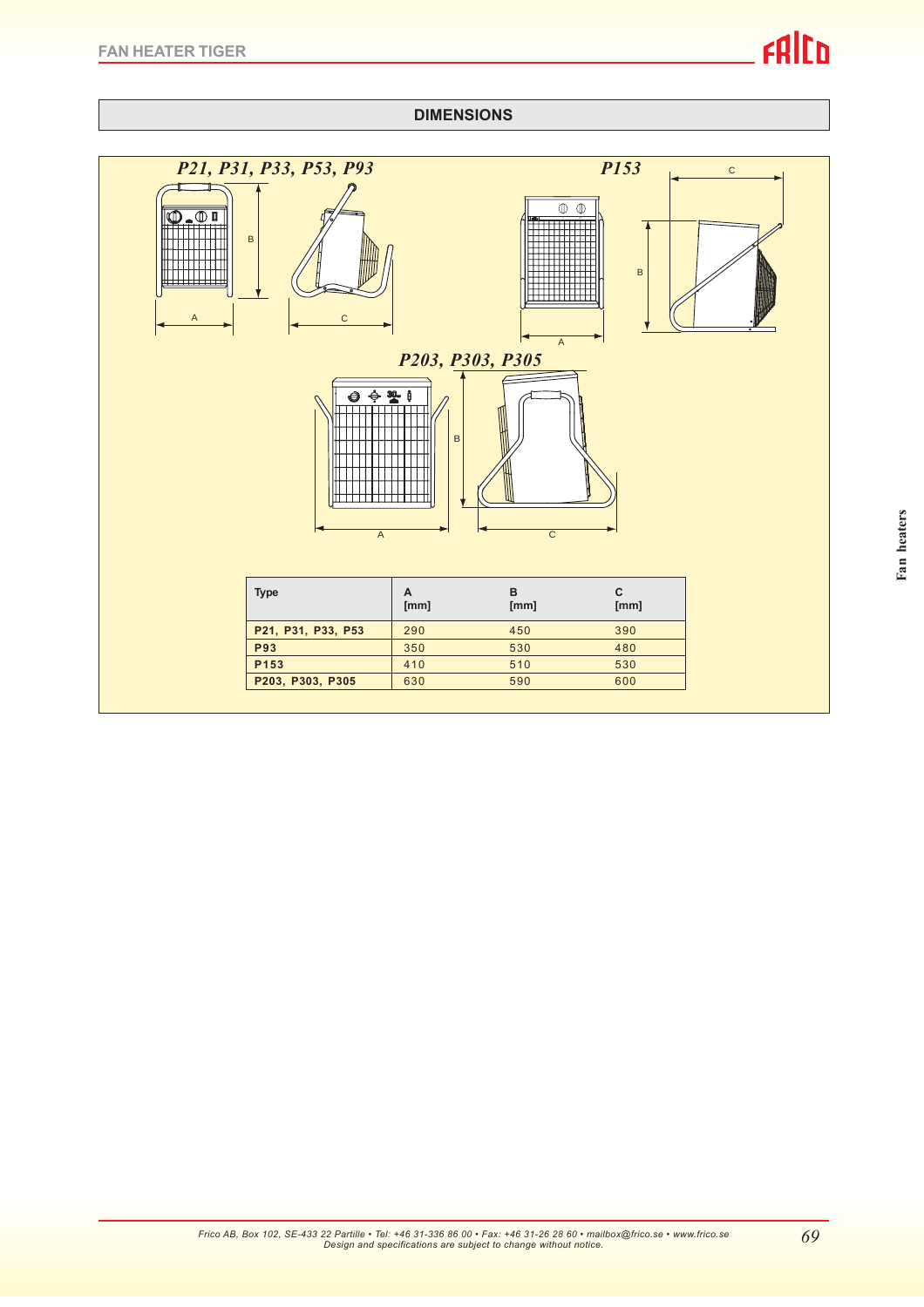## DIMENSIONS

*P21, P31, P33, P53, P93*

*P153*

*P203, P303, P305*

| Type | A [mm] | B [mm] | C [mm] |
|---|---|---|---|
| P21, P31, P33, P53 | 290 | 450 | 390 |
| P93 | 350 | 530 | 480 |
| P153 | 410 | 510 | 530 |
| P203, P303, P305 | 630 | 590 | 600 |

*Frico AB, Box 102, SE-433 22 Partille • Tel: +46 31-336 86 00 • Fax: +46 31-26 28 60 • mailbox@frico.se • www.frico.se*
*Design and specifications are subject to change without notice.*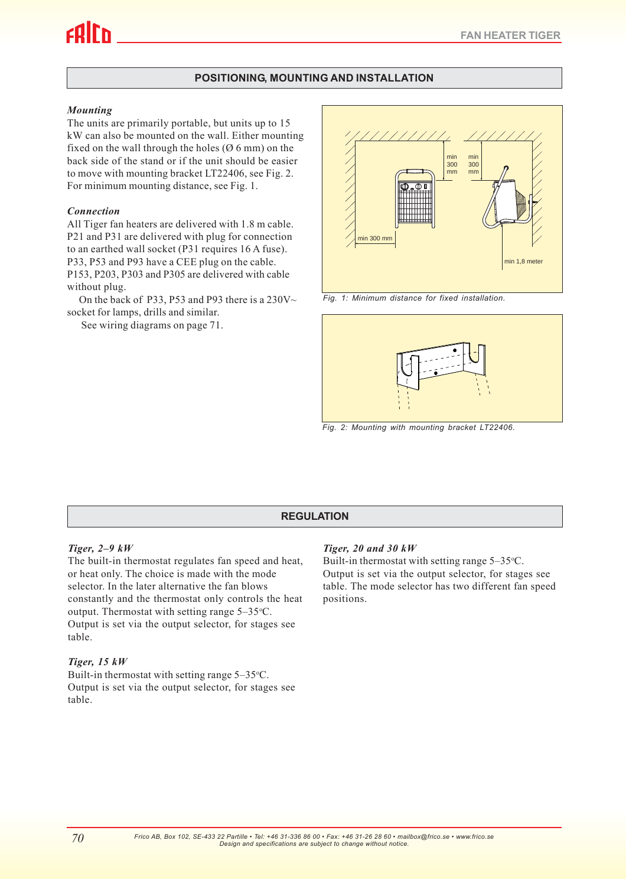## POSITIONING, MOUNTING AND INSTALLATION

### *Mounting*

The units are primarily portable, but units up to 15 kW can also be mounted on the wall. Either mounting fixed on the wall through the holes (Ø 6 mm) on the back side of the stand or if the unit should be easier to move with mounting bracket LT22406, see Fig. 2. For minimum mounting distance, see Fig. 1.

### *Connection*

All Tiger fan heaters are delivered with 1.8 m cable. P21 and P31 are delivered with plug for connection to an earthed wall socket (P31 requires 16 A fuse). P33, P53 and P93 have a CEE plug on the cable. P153, P203, P303 and P305 are delivered with cable without plug.

On the back of P33, P53 and P93 there is a 230V~ socket for lamps, drills and similar.

See wiring diagrams on page 71.

*Fig. 1: Minimum distance for fixed installation.*

*Fig. 2: Mounting with mounting bracket LT22406.*

## REGULATION

### *Tiger, 2–9 kW*

The built-in thermostat regulates fan speed and heat, or heat only. The choice is made with the mode selector. In the later alternative the fan blows constantly and the thermostat only controls the heat output. Thermostat with setting range 5–35°C. Output is set via the output selector, for stages see table.

### *Tiger, 15 kW*

Built-in thermostat with setting range 5–35°C. Output is set via the output selector, for stages see table.

### *Tiger, 20 and 30 kW*

Built-in thermostat with setting range 5–35°C. Output is set via the output selector, for stages see table. The mode selector has two different fan speed positions.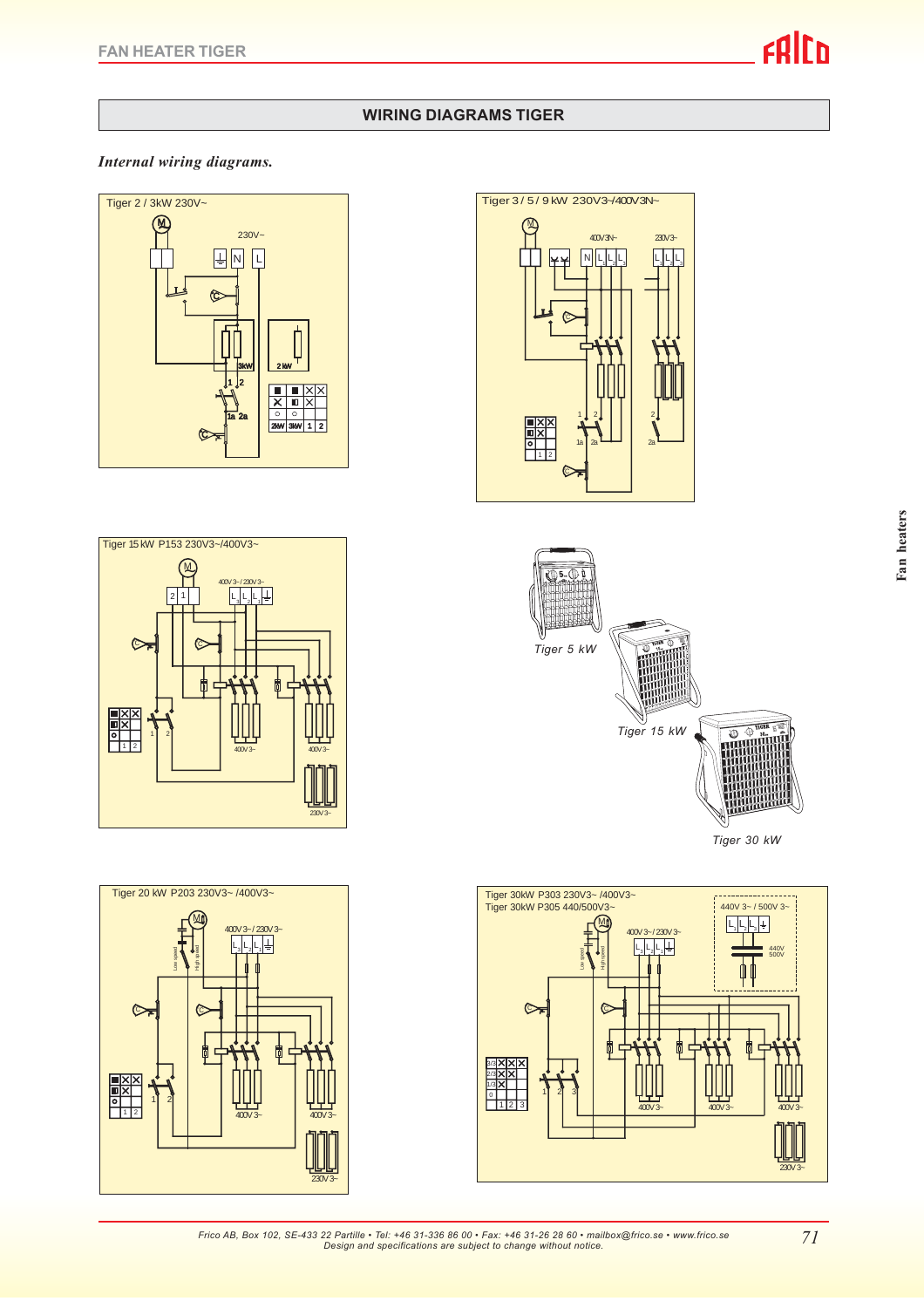## WIRING DIAGRAMS TIGER

*Internal wiring diagrams.*

Tiger 2 / 3kW 230V~

230V~

N L

3kW

2 kW

1 2

1a 2a

2kW 3kW 1 2

Tiger 3 / 5 / 9 kW 230V3~/400V3N~

400V3N~

230V3~

N L1 L2 L3

L1 L2 L3

1 2

1a 2a

2

2a

1 2

Tiger 15 kW P153 230V3~/400V3~

400V 3~ / 230V 3~

2 1

L3 L2 L1

1 2

400V 3~

400V 3~

230V 3~

1 2

Tiger 5 kW

Tiger 15 kW

Tiger 30 kW

Tiger 20 kW P203 230V3~ /400V3~

400V 3~ / 230V 3~

L3 L2 L1

Low speed

High speed

1 2

400V 3~

400V 3~

230V 3~

1 2

Tiger 30kW P303 230V3~ /400V3~
Tiger 30kW P305 440/500V3~

440V 3~ / 500V 3~

L1 L2 L3

440V
500V

400V 3~ / 230V 3~

L3 L2 L1

Low speed

High speed

3/3
2/3
1/3
0

1 2 3

400V 3~

400V 3~

400V 3~

230V 3~

Frico AB, Box 102, SE-433 22 Partille • Tel: +46 31-336 86 00 • Fax: +46 31-26 28 60 • mailbox@frico.se • www.frico.se
Design and specifications are subject to change without notice.